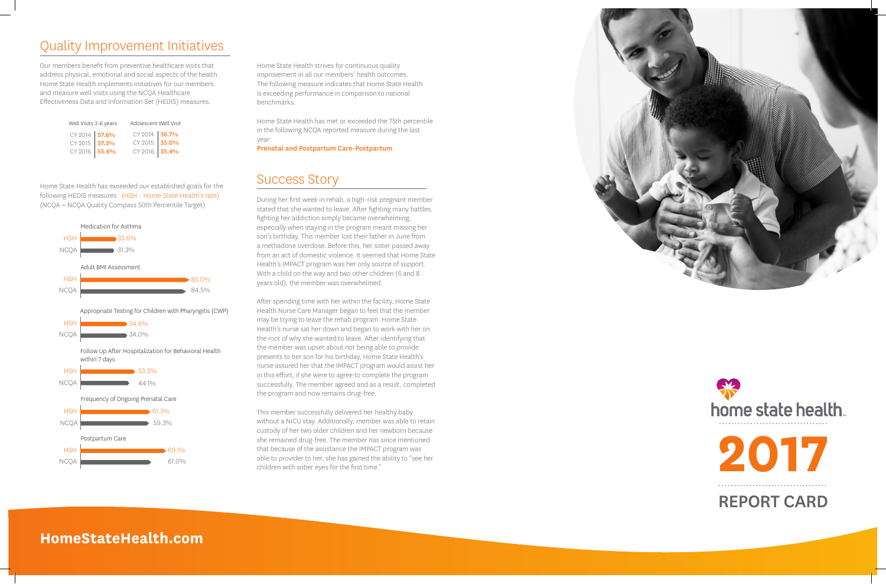## Quality Improvement Initiatives

Our members benefit from preventive healthcare visits that address physical, emotional and social aspects of the health. Home State Health implements initiatives for our members and measure well visits using the NCQA Healthcare Effectiveness Data and Information Set (HEDIS) measures.

| Well Visits 3-6 years | | Adolescent Well Visit | |
|---|---|---|---|
| CY 2014 | **57.6%** | CY 2014 | **36.7%** |
| CY 2015 | **57.3%** | CY 2015 | **35.0%** |
| CY 2016 | **55.6%** | CY 2016 | **35.4%** |

Home State Health has exceeded our established goals for the following HEDIS measures: (HSH - Home State Health's rate) (NCQA = NCQA Quality Compass 50th Percentile Target)

| Measure | HSH | NCQA |
|---|---|---|
| Medication for Asthma | 35.6% | 31.3% |
| Adult BMI Assessment | 85.0% | 84.5% |
| Appropriate Testing for Children with Pharyngitis (CWP) | 34.6% | 34.0% |
| Follow Up After Hospitalization for Behavioral Health within 7 days | 53.2% | 44.1% |
| Frequency of Ongoing Prenatal Care | 61.3% | 59.3% |
| Postpartum Care | 69.1% | 61.0% |

Home State Health strives for continuous quality improvement in all our members' health outcomes. The following measure indicates that Home State Health is exceeding performance in comparison to national benchmarks.

Home State Health has met or exceeded the 75th percentile in the following NCQA reported measure during the last year:

**Prenatal and Postpartum Care-Postpartum**

## Success Story

During her first week in rehab, a high-risk pregnant member stated that she wanted to leave. After fighting many battles, fighting her addiction simply became overwhelming, especially when staying in the program meant missing her son's birthday. This member lost their father in June from a methadone overdose. Before this, her sister passed away from an act of domestic violence. It seemed that Home State Health's IMPACT program was her only source of support. With a child on the way and two other children (6 and 8 years old), the member was overwhelmed.

After spending time with her within the facility, Home State Health Nurse Care Manager began to feel that the member may be trying to leave the rehab program. Home State Health's nurse sat her down and began to work with her on the root of why she wanted to leave. After identifying that the member was upset about not being able to provide presents to her son for his birthday, Home State Health's nurse assured her that the IMPACT program would assist her in this effort, if she were to agree to complete the program successfully. The member agreed and as a result, completed the program and now remains drug-free.

This member successfully delivered her healthy baby without a NICU stay. Additionally, member was able to retain custody of her two older children and her newborn because she remained drug-free. The member has since mentioned that because of the assistance the IMPACT program was able to provider to her, she has gained the ability to "see her children with sober eyes for the first time."

home state health

# 2017 REPORT CARD

**HomeStateHealth.com**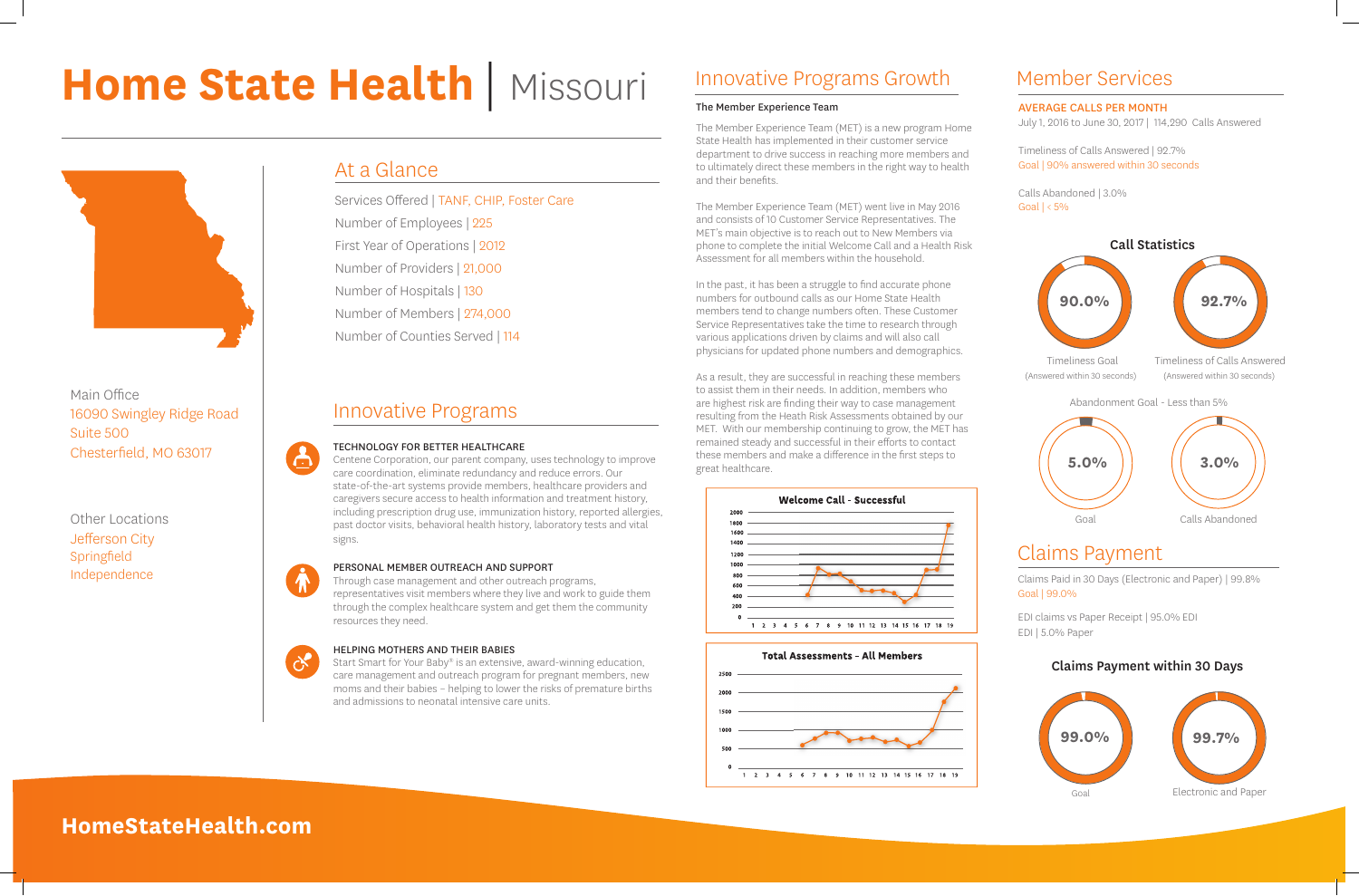# Home State Health | Missouri

Main Office
16090 Swingley Ridge Road
Suite 500
Chesterfield, MO 63017

Other Locations
Jefferson City
Springfield
Independence

## At a Glance

Services Offered | TANF, CHIP, Foster Care
Number of Employees | 225
First Year of Operations | 2012
Number of Providers | 21,000
Number of Hospitals | 130
Number of Members | 274,000
Number of Counties Served | 114

## Innovative Programs

**TECHNOLOGY FOR BETTER HEALTHCARE**
Centene Corporation, our parent company, uses technology to improve care coordination, eliminate redundancy and reduce errors. Our state-of-the-art systems provide members, healthcare providers and caregivers secure access to health information and treatment history, including prescription drug use, immunization history, reported allergies, past doctor visits, behavioral health history, laboratory tests and vital signs.

**PERSONAL MEMBER OUTREACH AND SUPPORT**
Through case management and other outreach programs, representatives visit members where they live and work to guide them through the complex healthcare system and get them the community resources they need.

**HELPING MOTHERS AND THEIR BABIES**
Start Smart for Your Baby® is an extensive, award-winning education, care management and outreach program for pregnant members, new moms and their babies – helping to lower the risks of premature births and admissions to neonatal intensive care units.

## Innovative Programs Growth

### The Member Experience Team

The Member Experience Team (MET) is a new program Home State Health has implemented in their customer service department to drive success in reaching more members and to ultimately direct these members in the right way to health and their benefits.

The Member Experience Team (MET) went live in May 2016 and consists of 10 Customer Service Representatives. The MET's main objective is to reach out to New Members via phone to complete the initial Welcome Call and a Health Risk Assessment for all members within the household.

In the past, it has been a struggle to find accurate phone numbers for outbound calls as our Home State Health members tend to change numbers often. These Customer Service Representatives take the time to research through various applications driven by claims and will also call physicians for updated phone numbers and demographics.

As a result, they are successful in reaching these members to assist them in their needs. In addition, members who are highest risk are finding their way to case management resulting from the Heath Risk Assessments obtained by our MET. With our membership continuing to grow, the MET has remained steady and successful in their efforts to contact these members and make a difference in the first steps to great healthcare.

**Welcome Call - Successful**

2000
1800
1600
1400
1200
1000
800
600
400
200
0
1 2 3 4 5 6 7 8 9 10 11 12 13 14 15 16 17 18 19

**Total Assessments - All Members**

2500
2000
1500
1000
500
0
1 2 3 4 5 6 7 8 9 10 11 12 13 14 15 16 17 18 19

## Member Services

AVERAGE CALLS PER MONTH
July 1, 2016 to June 30, 2017 | 114,290 Calls Answered

Timeliness of Calls Answered | 92.7%
Goal | 90% answered within 30 seconds

Calls Abandoned | 3.0%
Goal | < 5%

**Call Statistics**

90.0%
Timeliness Goal
(Answered within 30 seconds)

92.7%
Timeliness of Calls Answered
(Answered within 30 seconds)

Abandonment Goal - Less than 5%

5.0%
Goal

3.0%
Calls Abandoned

## Claims Payment

Claims Paid in 30 Days (Electronic and Paper) | 99.8%
Goal | 99.0%

EDI claims vs Paper Receipt | 95.0% EDI
EDI | 5.0% Paper

**Claims Payment within 30 Days**

99.0%
Goal

99.7%
Electronic and Paper

**HomeStateHealth.com**